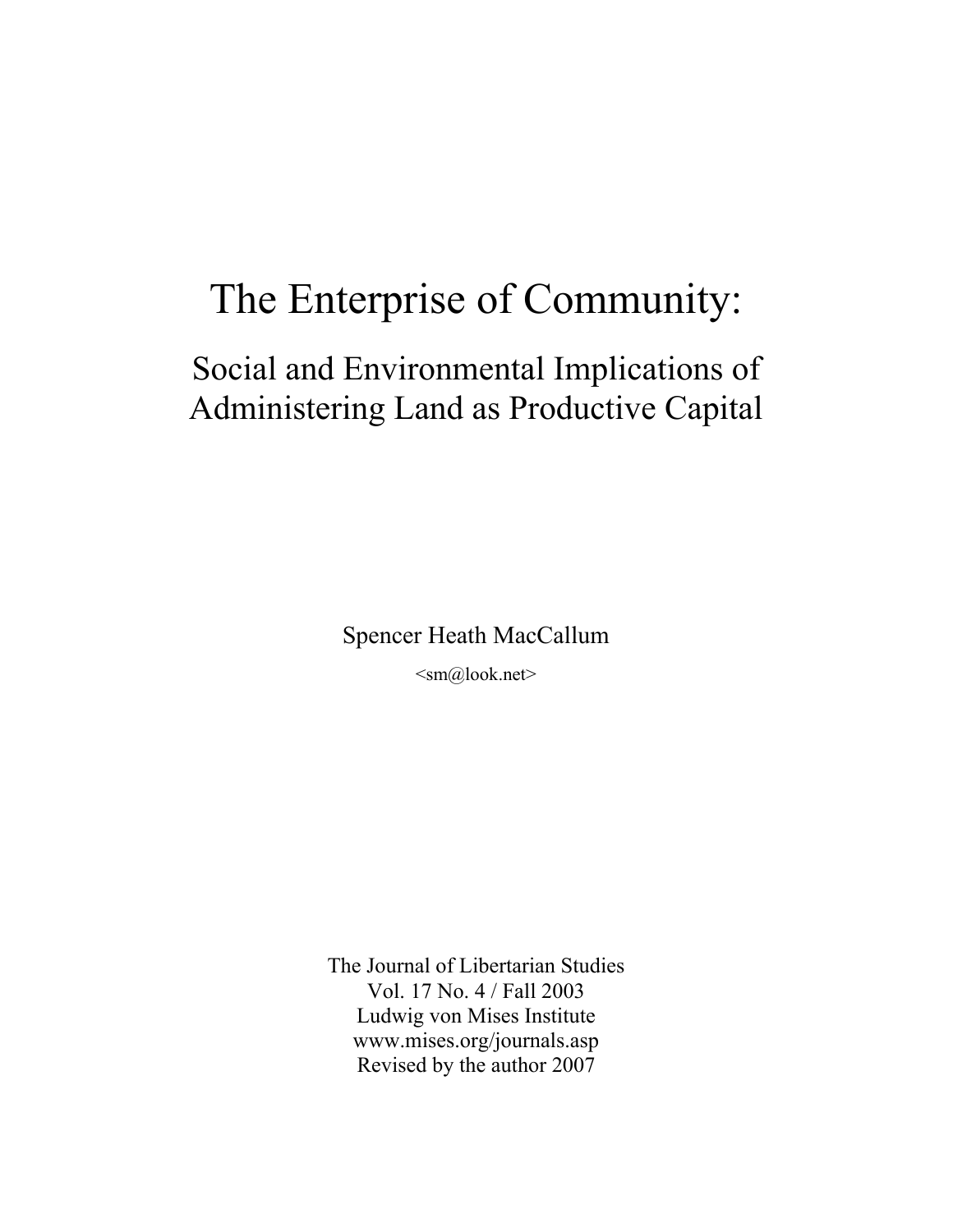# The Enterprise of Community:

## Social and Environmental Implications of Administering Land as Productive Capital

Spencer Heath MacCallum

<sm@look.net>

The Journal of Libertarian Studies
Vol. 17 No. 4 / Fall 2003
Ludwig von Mises Institute
www.mises.org/journals.asp
Revised by the author 2007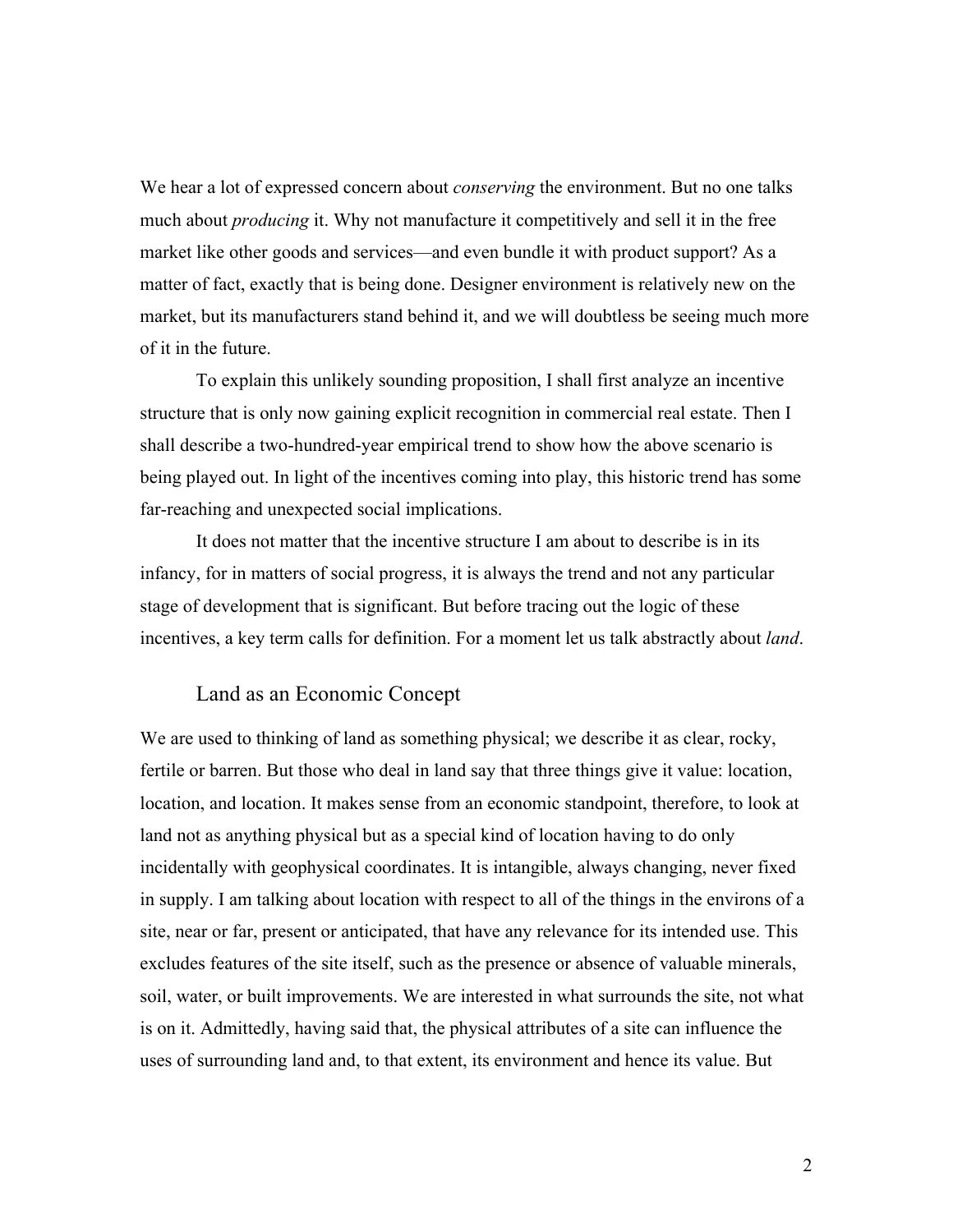We hear a lot of expressed concern about *conserving* the environment. But no one talks much about *producing* it. Why not manufacture it competitively and sell it in the free market like other goods and services—and even bundle it with product support? As a matter of fact, exactly that is being done. Designer environment is relatively new on the market, but its manufacturers stand behind it, and we will doubtless be seeing much more of it in the future.

To explain this unlikely sounding proposition, I shall first analyze an incentive structure that is only now gaining explicit recognition in commercial real estate. Then I shall describe a two-hundred-year empirical trend to show how the above scenario is being played out. In light of the incentives coming into play, this historic trend has some far-reaching and unexpected social implications.

It does not matter that the incentive structure I am about to describe is in its infancy, for in matters of social progress, it is always the trend and not any particular stage of development that is significant. But before tracing out the logic of these incentives, a key term calls for definition. For a moment let us talk abstractly about *land*.

## Land as an Economic Concept

We are used to thinking of land as something physical; we describe it as clear, rocky, fertile or barren. But those who deal in land say that three things give it value: location, location, and location. It makes sense from an economic standpoint, therefore, to look at land not as anything physical but as a special kind of location having to do only incidentally with geophysical coordinates. It is intangible, always changing, never fixed in supply. I am talking about location with respect to all of the things in the environs of a site, near or far, present or anticipated, that have any relevance for its intended use. This excludes features of the site itself, such as the presence or absence of valuable minerals, soil, water, or built improvements. We are interested in what surrounds the site, not what is on it. Admittedly, having said that, the physical attributes of a site can influence the uses of surrounding land and, to that extent, its environment and hence its value. But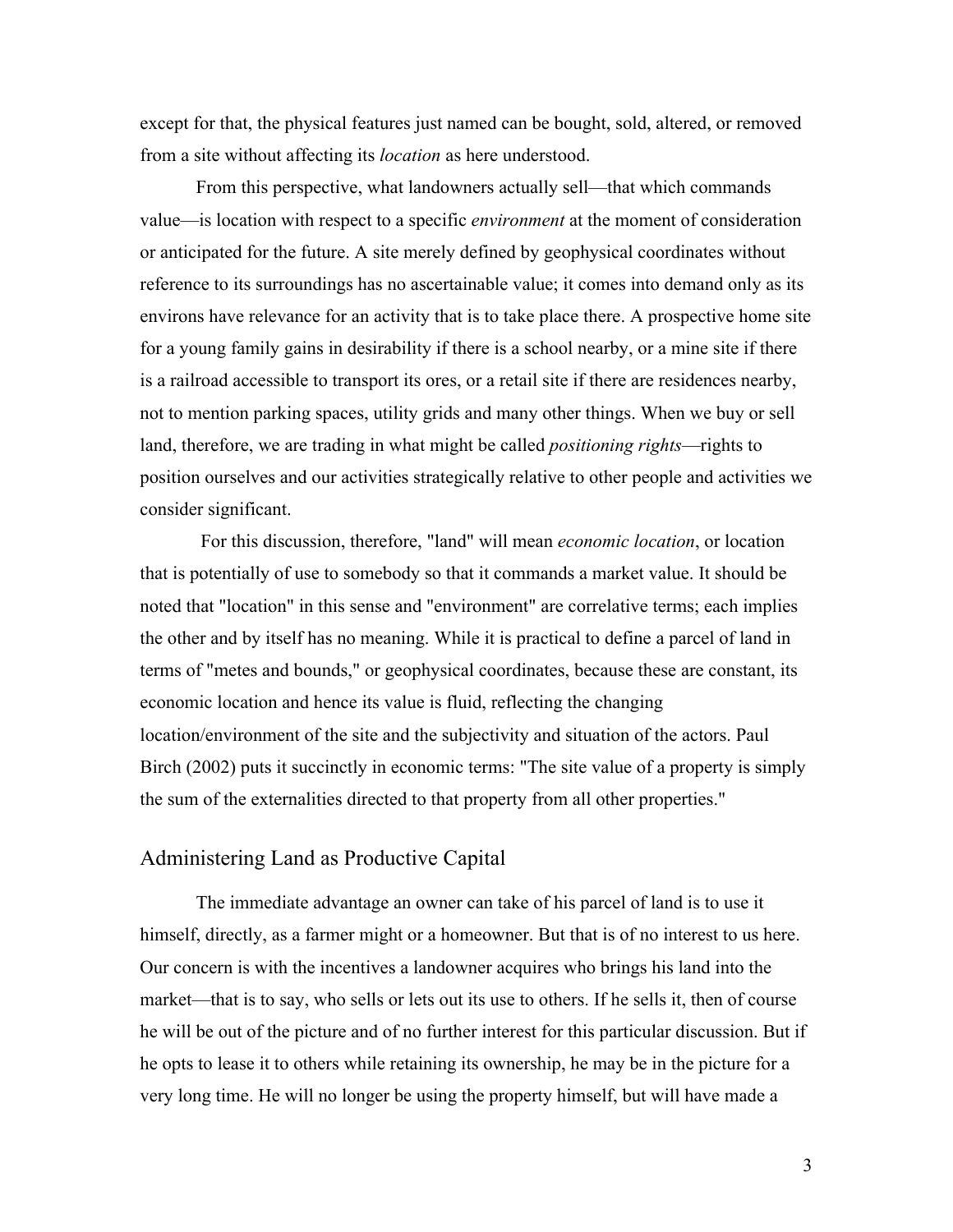except for that, the physical features just named can be bought, sold, altered, or removed from a site without affecting its *location* as here understood.

From this perspective, what landowners actually sell—that which commands value—is location with respect to a specific *environment* at the moment of consideration or anticipated for the future. A site merely defined by geophysical coordinates without reference to its surroundings has no ascertainable value; it comes into demand only as its environs have relevance for an activity that is to take place there. A prospective home site for a young family gains in desirability if there is a school nearby, or a mine site if there is a railroad accessible to transport its ores, or a retail site if there are residences nearby, not to mention parking spaces, utility grids and many other things. When we buy or sell land, therefore, we are trading in what might be called *positioning rights*—rights to position ourselves and our activities strategically relative to other people and activities we consider significant.

For this discussion, therefore, "land" will mean *economic location*, or location that is potentially of use to somebody so that it commands a market value. It should be noted that "location" in this sense and "environment" are correlative terms; each implies the other and by itself has no meaning. While it is practical to define a parcel of land in terms of "metes and bounds," or geophysical coordinates, because these are constant, its economic location and hence its value is fluid, reflecting the changing location/environment of the site and the subjectivity and situation of the actors. Paul Birch (2002) puts it succinctly in economic terms: "The site value of a property is simply the sum of the externalities directed to that property from all other properties."

## Administering Land as Productive Capital

The immediate advantage an owner can take of his parcel of land is to use it himself, directly, as a farmer might or a homeowner. But that is of no interest to us here. Our concern is with the incentives a landowner acquires who brings his land into the market—that is to say, who sells or lets out its use to others. If he sells it, then of course he will be out of the picture and of no further interest for this particular discussion. But if he opts to lease it to others while retaining its ownership, he may be in the picture for a very long time. He will no longer be using the property himself, but will have made a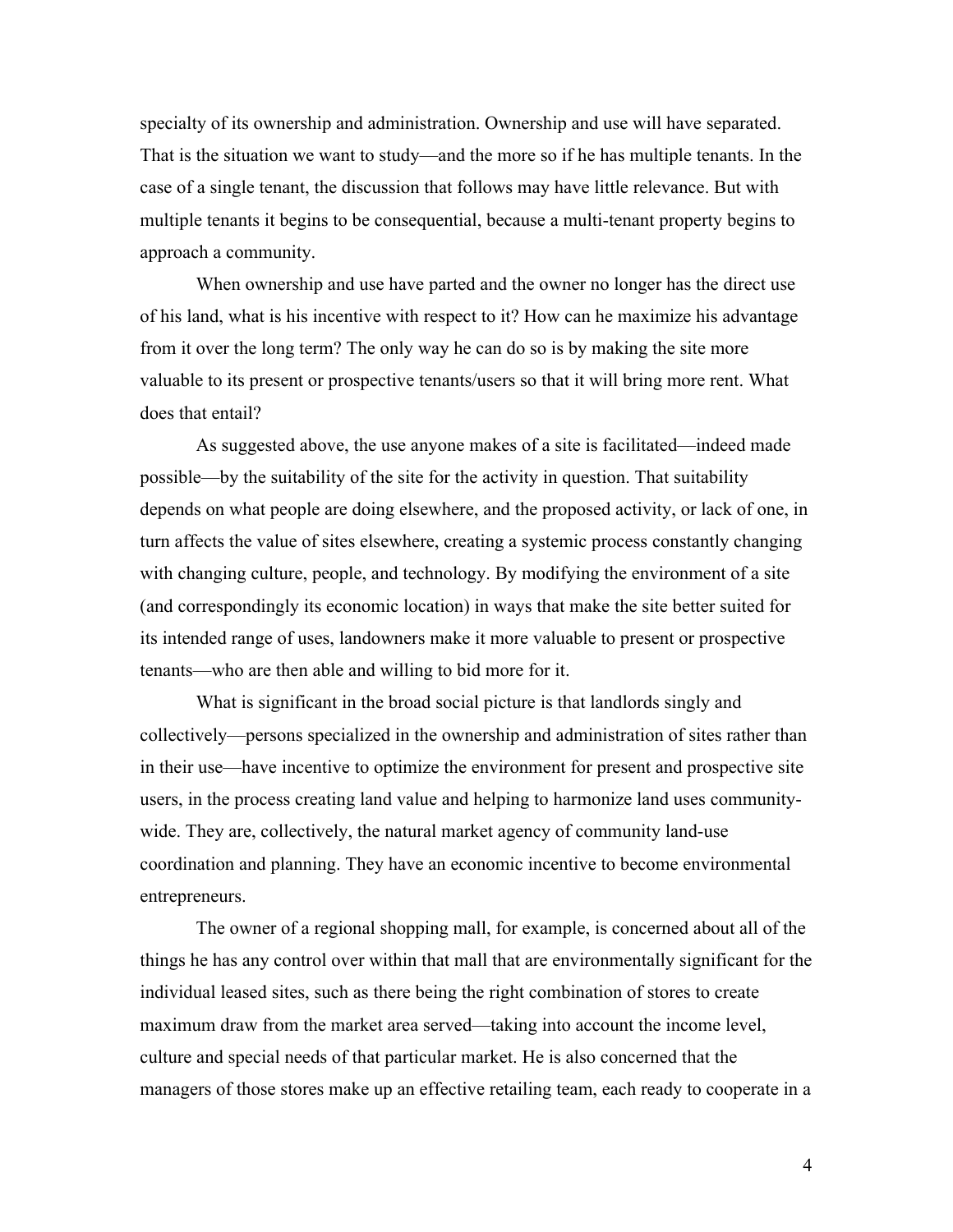specialty of its ownership and administration. Ownership and use will have separated. That is the situation we want to study—and the more so if he has multiple tenants. In the case of a single tenant, the discussion that follows may have little relevance. But with multiple tenants it begins to be consequential, because a multi-tenant property begins to approach a community.

When ownership and use have parted and the owner no longer has the direct use of his land, what is his incentive with respect to it? How can he maximize his advantage from it over the long term? The only way he can do so is by making the site more valuable to its present or prospective tenants/users so that it will bring more rent. What does that entail?

As suggested above, the use anyone makes of a site is facilitated—indeed made possible—by the suitability of the site for the activity in question. That suitability depends on what people are doing elsewhere, and the proposed activity, or lack of one, in turn affects the value of sites elsewhere, creating a systemic process constantly changing with changing culture, people, and technology. By modifying the environment of a site (and correspondingly its economic location) in ways that make the site better suited for its intended range of uses, landowners make it more valuable to present or prospective tenants—who are then able and willing to bid more for it.

What is significant in the broad social picture is that landlords singly and collectively—persons specialized in the ownership and administration of sites rather than in their use—have incentive to optimize the environment for present and prospective site users, in the process creating land value and helping to harmonize land uses community-wide. They are, collectively, the natural market agency of community land-use coordination and planning. They have an economic incentive to become environmental entrepreneurs.

The owner of a regional shopping mall, for example, is concerned about all of the things he has any control over within that mall that are environmentally significant for the individual leased sites, such as there being the right combination of stores to create maximum draw from the market area served—taking into account the income level, culture and special needs of that particular market. He is also concerned that the managers of those stores make up an effective retailing team, each ready to cooperate in a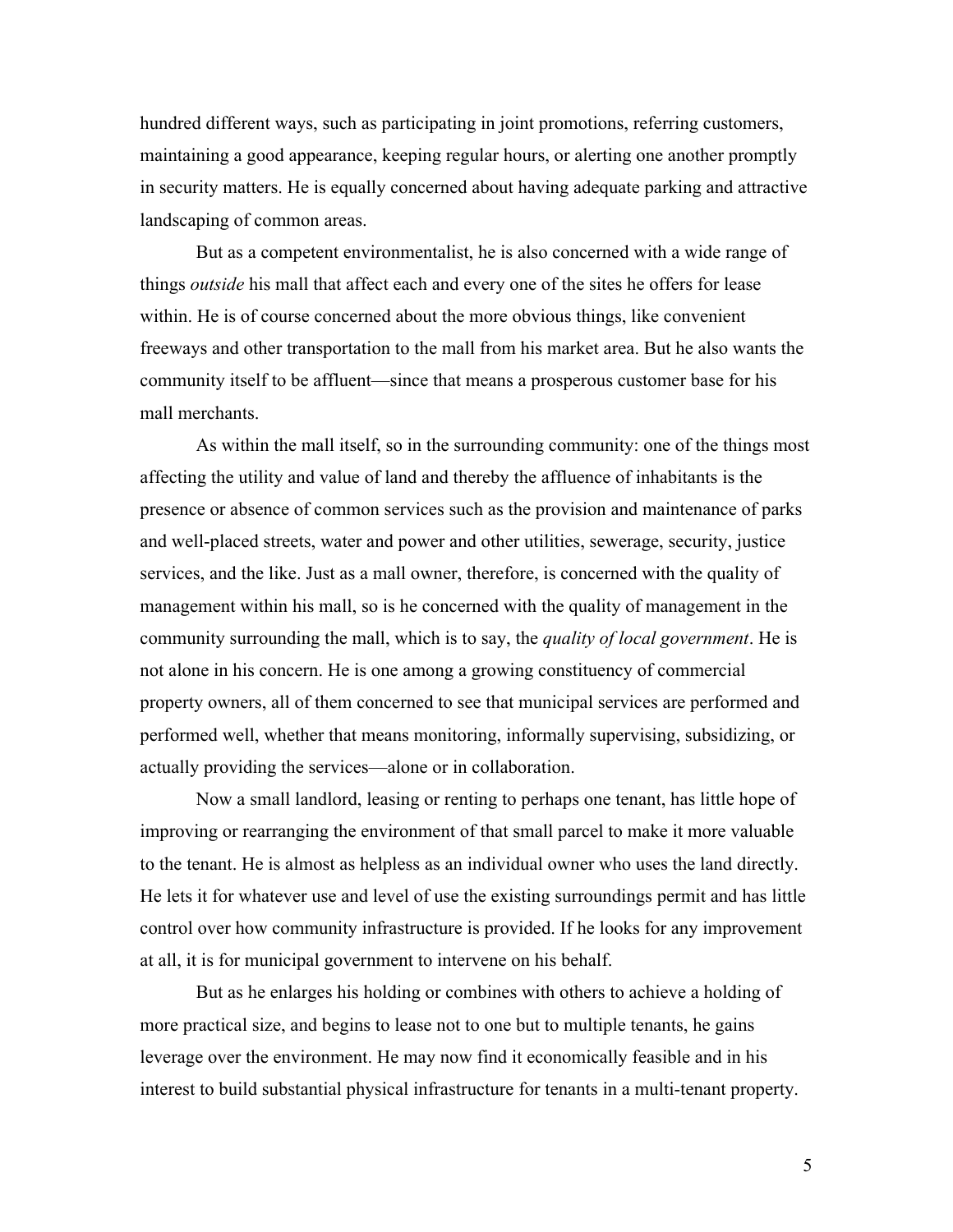hundred different ways, such as participating in joint promotions, referring customers, maintaining a good appearance, keeping regular hours, or alerting one another promptly in security matters. He is equally concerned about having adequate parking and attractive landscaping of common areas.

But as a competent environmentalist, he is also concerned with a wide range of things *outside* his mall that affect each and every one of the sites he offers for lease within. He is of course concerned about the more obvious things, like convenient freeways and other transportation to the mall from his market area. But he also wants the community itself to be affluent—since that means a prosperous customer base for his mall merchants.

As within the mall itself, so in the surrounding community: one of the things most affecting the utility and value of land and thereby the affluence of inhabitants is the presence or absence of common services such as the provision and maintenance of parks and well-placed streets, water and power and other utilities, sewerage, security, justice services, and the like. Just as a mall owner, therefore, is concerned with the quality of management within his mall, so is he concerned with the quality of management in the community surrounding the mall, which is to say, the *quality of local government*. He is not alone in his concern. He is one among a growing constituency of commercial property owners, all of them concerned to see that municipal services are performed and performed well, whether that means monitoring, informally supervising, subsidizing, or actually providing the services—alone or in collaboration.

Now a small landlord, leasing or renting to perhaps one tenant, has little hope of improving or rearranging the environment of that small parcel to make it more valuable to the tenant. He is almost as helpless as an individual owner who uses the land directly. He lets it for whatever use and level of use the existing surroundings permit and has little control over how community infrastructure is provided. If he looks for any improvement at all, it is for municipal government to intervene on his behalf.

But as he enlarges his holding or combines with others to achieve a holding of more practical size, and begins to lease not to one but to multiple tenants, he gains leverage over the environment. He may now find it economically feasible and in his interest to build substantial physical infrastructure for tenants in a multi-tenant property.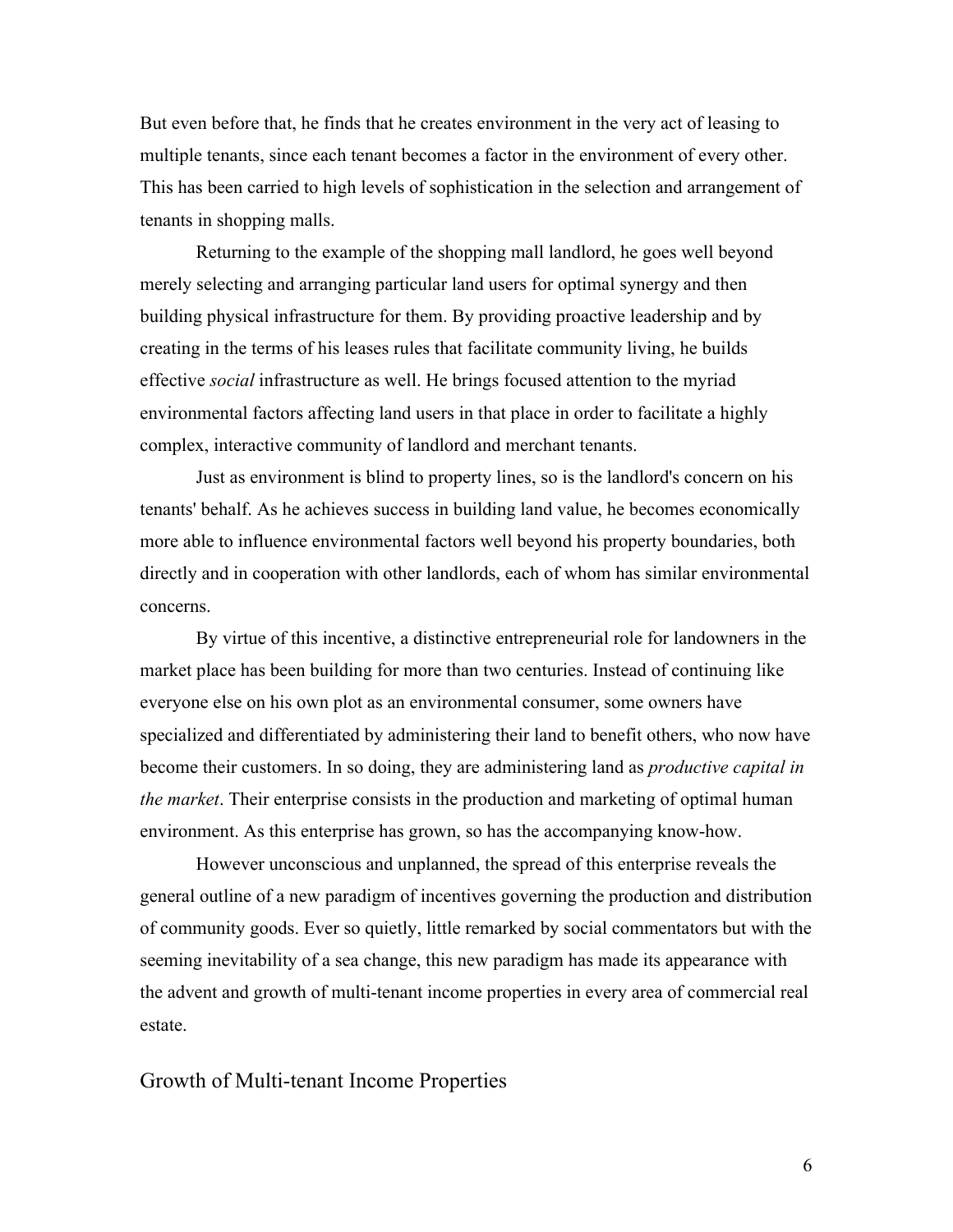But even before that, he finds that he creates environment in the very act of leasing to multiple tenants, since each tenant becomes a factor in the environment of every other. This has been carried to high levels of sophistication in the selection and arrangement of tenants in shopping malls.

Returning to the example of the shopping mall landlord, he goes well beyond merely selecting and arranging particular land users for optimal synergy and then building physical infrastructure for them. By providing proactive leadership and by creating in the terms of his leases rules that facilitate community living, he builds effective *social* infrastructure as well. He brings focused attention to the myriad environmental factors affecting land users in that place in order to facilitate a highly complex, interactive community of landlord and merchant tenants.

Just as environment is blind to property lines, so is the landlord's concern on his tenants' behalf. As he achieves success in building land value, he becomes economically more able to influence environmental factors well beyond his property boundaries, both directly and in cooperation with other landlords, each of whom has similar environmental concerns.

By virtue of this incentive, a distinctive entrepreneurial role for landowners in the market place has been building for more than two centuries. Instead of continuing like everyone else on his own plot as an environmental consumer, some owners have specialized and differentiated by administering their land to benefit others, who now have become their customers. In so doing, they are administering land as *productive capital in the market*. Their enterprise consists in the production and marketing of optimal human environment. As this enterprise has grown, so has the accompanying know-how.

However unconscious and unplanned, the spread of this enterprise reveals the general outline of a new paradigm of incentives governing the production and distribution of community goods. Ever so quietly, little remarked by social commentators but with the seeming inevitability of a sea change, this new paradigm has made its appearance with the advent and growth of multi-tenant income properties in every area of commercial real estate.

## Growth of Multi-tenant Income Properties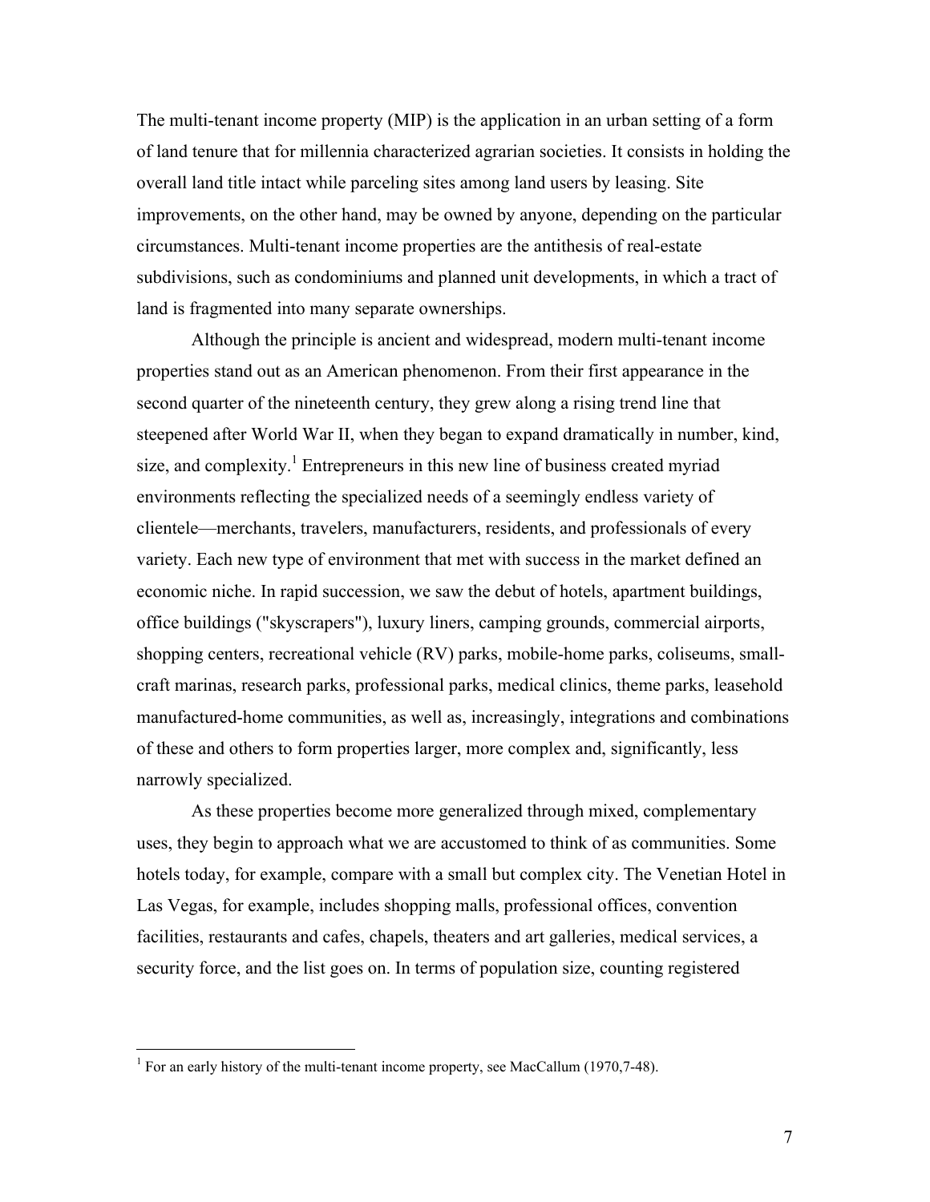The multi-tenant income property (MIP) is the application in an urban setting of a form of land tenure that for millennia characterized agrarian societies. It consists in holding the overall land title intact while parceling sites among land users by leasing. Site improvements, on the other hand, may be owned by anyone, depending on the particular circumstances. Multi-tenant income properties are the antithesis of real-estate subdivisions, such as condominiums and planned unit developments, in which a tract of land is fragmented into many separate ownerships.

Although the principle is ancient and widespread, modern multi-tenant income properties stand out as an American phenomenon. From their first appearance in the second quarter of the nineteenth century, they grew along a rising trend line that steepened after World War II, when they began to expand dramatically in number, kind, size, and complexity.[1] Entrepreneurs in this new line of business created myriad environments reflecting the specialized needs of a seemingly endless variety of clientele—merchants, travelers, manufacturers, residents, and professionals of every variety. Each new type of environment that met with success in the market defined an economic niche. In rapid succession, we saw the debut of hotels, apartment buildings, office buildings ("skyscrapers"), luxury liners, camping grounds, commercial airports, shopping centers, recreational vehicle (RV) parks, mobile-home parks, coliseums, small-craft marinas, research parks, professional parks, medical clinics, theme parks, leasehold manufactured-home communities, as well as, increasingly, integrations and combinations of these and others to form properties larger, more complex and, significantly, less narrowly specialized.

As these properties become more generalized through mixed, complementary uses, they begin to approach what we are accustomed to think of as communities. Some hotels today, for example, compare with a small but complex city. The Venetian Hotel in Las Vegas, for example, includes shopping malls, professional offices, convention facilities, restaurants and cafes, chapels, theaters and art galleries, medical services, a security force, and the list goes on. In terms of population size, counting registered

---

[1] For an early history of the multi-tenant income property, see MacCallum (1970,7-48).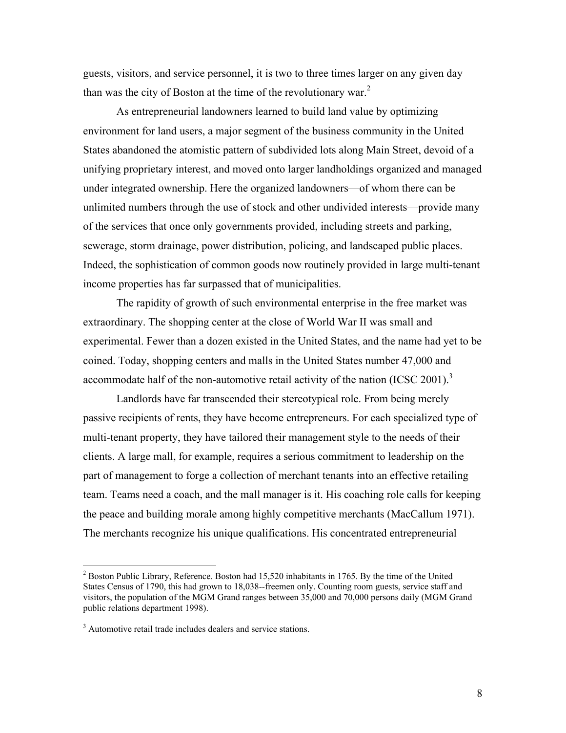guests, visitors, and service personnel, it is two to three times larger on any given day than was the city of Boston at the time of the revolutionary war.[2]

As entrepreneurial landowners learned to build land value by optimizing environment for land users, a major segment of the business community in the United States abandoned the atomistic pattern of subdivided lots along Main Street, devoid of a unifying proprietary interest, and moved onto larger landholdings organized and managed under integrated ownership. Here the organized landowners—of whom there can be unlimited numbers through the use of stock and other undivided interests—provide many of the services that once only governments provided, including streets and parking, sewerage, storm drainage, power distribution, policing, and landscaped public places. Indeed, the sophistication of common goods now routinely provided in large multi-tenant income properties has far surpassed that of municipalities.

The rapidity of growth of such environmental enterprise in the free market was extraordinary. The shopping center at the close of World War II was small and experimental. Fewer than a dozen existed in the United States, and the name had yet to be coined. Today, shopping centers and malls in the United States number 47,000 and accommodate half of the non-automotive retail activity of the nation (ICSC 2001).[3]

Landlords have far transcended their stereotypical role. From being merely passive recipients of rents, they have become entrepreneurs. For each specialized type of multi-tenant property, they have tailored their management style to the needs of their clients. A large mall, for example, requires a serious commitment to leadership on the part of management to forge a collection of merchant tenants into an effective retailing team. Teams need a coach, and the mall manager is it. His coaching role calls for keeping the peace and building morale among highly competitive merchants (MacCallum 1971). The merchants recognize his unique qualifications. His concentrated entrepreneurial

---

[2] Boston Public Library, Reference. Boston had 15,520 inhabitants in 1765. By the time of the United States Census of 1790, this had grown to 18,038--freemen only. Counting room guests, service staff and visitors, the population of the MGM Grand ranges between 35,000 and 70,000 persons daily (MGM Grand public relations department 1998).

[3] Automotive retail trade includes dealers and service stations.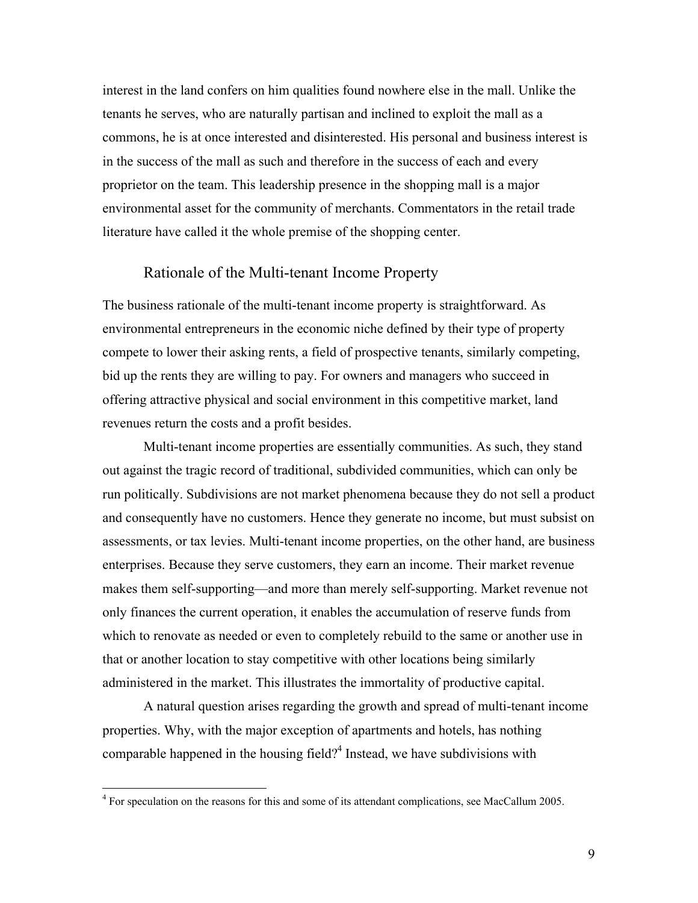interest in the land confers on him qualities found nowhere else in the mall. Unlike the tenants he serves, who are naturally partisan and inclined to exploit the mall as a commons, he is at once interested and disinterested. His personal and business interest is in the success of the mall as such and therefore in the success of each and every proprietor on the team. This leadership presence in the shopping mall is a major environmental asset for the community of merchants. Commentators in the retail trade literature have called it the whole premise of the shopping center.

## Rationale of the Multi-tenant Income Property

The business rationale of the multi-tenant income property is straightforward. As environmental entrepreneurs in the economic niche defined by their type of property compete to lower their asking rents, a field of prospective tenants, similarly competing, bid up the rents they are willing to pay. For owners and managers who succeed in offering attractive physical and social environment in this competitive market, land revenues return the costs and a profit besides.

Multi-tenant income properties are essentially communities. As such, they stand out against the tragic record of traditional, subdivided communities, which can only be run politically. Subdivisions are not market phenomena because they do not sell a product and consequently have no customers. Hence they generate no income, but must subsist on assessments, or tax levies. Multi-tenant income properties, on the other hand, are business enterprises. Because they serve customers, they earn an income. Their market revenue makes them self-supporting—and more than merely self-supporting. Market revenue not only finances the current operation, it enables the accumulation of reserve funds from which to renovate as needed or even to completely rebuild to the same or another use in that or another location to stay competitive with other locations being similarly administered in the market. This illustrates the immortality of productive capital.

A natural question arises regarding the growth and spread of multi-tenant income properties. Why, with the major exception of apartments and hotels, has nothing comparable happened in the housing field?[4] Instead, we have subdivisions with

[4] For speculation on the reasons for this and some of its attendant complications, see MacCallum 2005.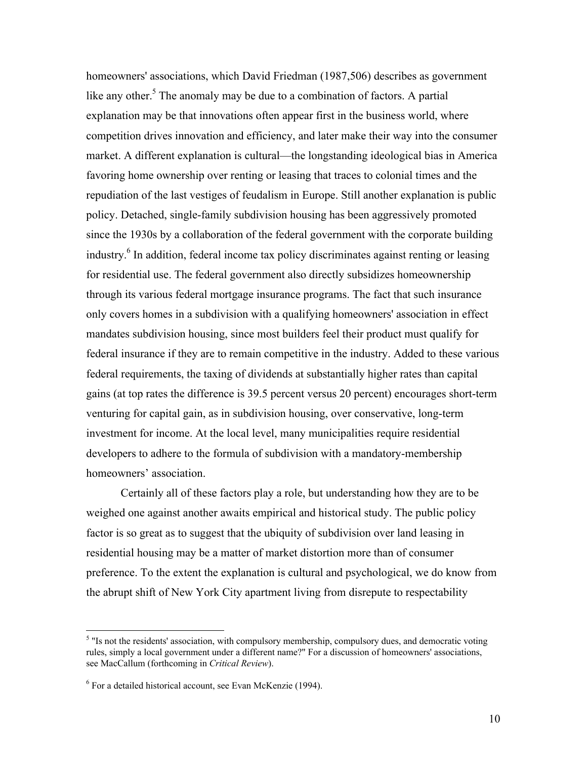homeowners' associations, which David Friedman (1987,506) describes as government like any other.[5] The anomaly may be due to a combination of factors. A partial explanation may be that innovations often appear first in the business world, where competition drives innovation and efficiency, and later make their way into the consumer market. A different explanation is cultural—the longstanding ideological bias in America favoring home ownership over renting or leasing that traces to colonial times and the repudiation of the last vestiges of feudalism in Europe. Still another explanation is public policy. Detached, single-family subdivision housing has been aggressively promoted since the 1930s by a collaboration of the federal government with the corporate building industry.[6] In addition, federal income tax policy discriminates against renting or leasing for residential use. The federal government also directly subsidizes homeownership through its various federal mortgage insurance programs. The fact that such insurance only covers homes in a subdivision with a qualifying homeowners' association in effect mandates subdivision housing, since most builders feel their product must qualify for federal insurance if they are to remain competitive in the industry. Added to these various federal requirements, the taxing of dividends at substantially higher rates than capital gains (at top rates the difference is 39.5 percent versus 20 percent) encourages short-term venturing for capital gain, as in subdivision housing, over conservative, long-term investment for income. At the local level, many municipalities require residential developers to adhere to the formula of subdivision with a mandatory-membership homeowners' association.

Certainly all of these factors play a role, but understanding how they are to be weighed one against another awaits empirical and historical study. The public policy factor is so great as to suggest that the ubiquity of subdivision over land leasing in residential housing may be a matter of market distortion more than of consumer preference. To the extent the explanation is cultural and psychological, we do know from the abrupt shift of New York City apartment living from disrepute to respectability

---

[5] "Is not the residents' association, with compulsory membership, compulsory dues, and democratic voting rules, simply a local government under a different name?" For a discussion of homeowners' associations, see MacCallum (forthcoming in *Critical Review*).

[6] For a detailed historical account, see Evan McKenzie (1994).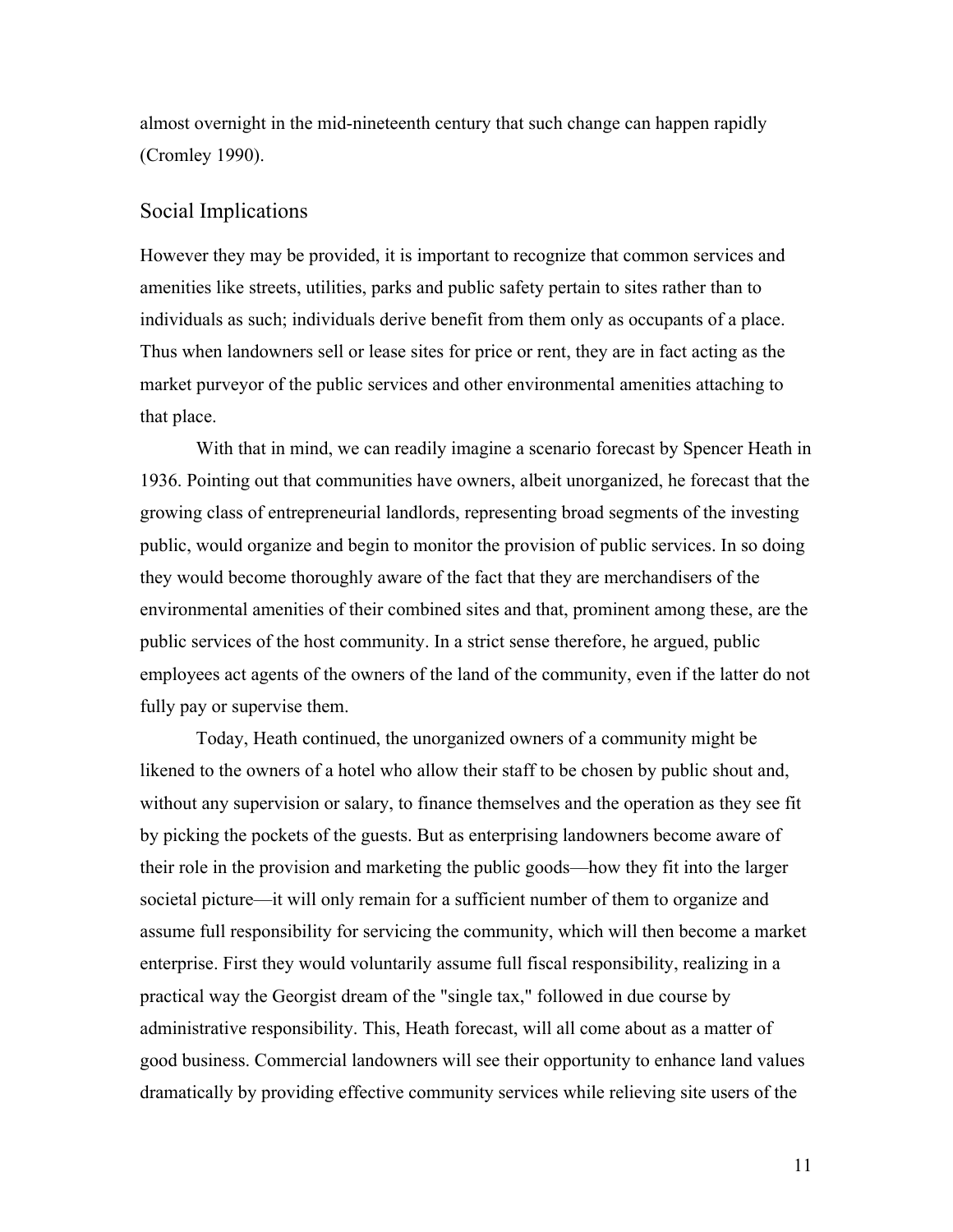almost overnight in the mid-nineteenth century that such change can happen rapidly (Cromley 1990).

## Social Implications

However they may be provided, it is important to recognize that common services and amenities like streets, utilities, parks and public safety pertain to sites rather than to individuals as such; individuals derive benefit from them only as occupants of a place. Thus when landowners sell or lease sites for price or rent, they are in fact acting as the market purveyor of the public services and other environmental amenities attaching to that place.

With that in mind, we can readily imagine a scenario forecast by Spencer Heath in 1936. Pointing out that communities have owners, albeit unorganized, he forecast that the growing class of entrepreneurial landlords, representing broad segments of the investing public, would organize and begin to monitor the provision of public services. In so doing they would become thoroughly aware of the fact that they are merchandisers of the environmental amenities of their combined sites and that, prominent among these, are the public services of the host community. In a strict sense therefore, he argued, public employees act agents of the owners of the land of the community, even if the latter do not fully pay or supervise them.

Today, Heath continued, the unorganized owners of a community might be likened to the owners of a hotel who allow their staff to be chosen by public shout and, without any supervision or salary, to finance themselves and the operation as they see fit by picking the pockets of the guests. But as enterprising landowners become aware of their role in the provision and marketing the public goods—how they fit into the larger societal picture—it will only remain for a sufficient number of them to organize and assume full responsibility for servicing the community, which will then become a market enterprise. First they would voluntarily assume full fiscal responsibility, realizing in a practical way the Georgist dream of the "single tax," followed in due course by administrative responsibility. This, Heath forecast, will all come about as a matter of good business. Commercial landowners will see their opportunity to enhance land values dramatically by providing effective community services while relieving site users of the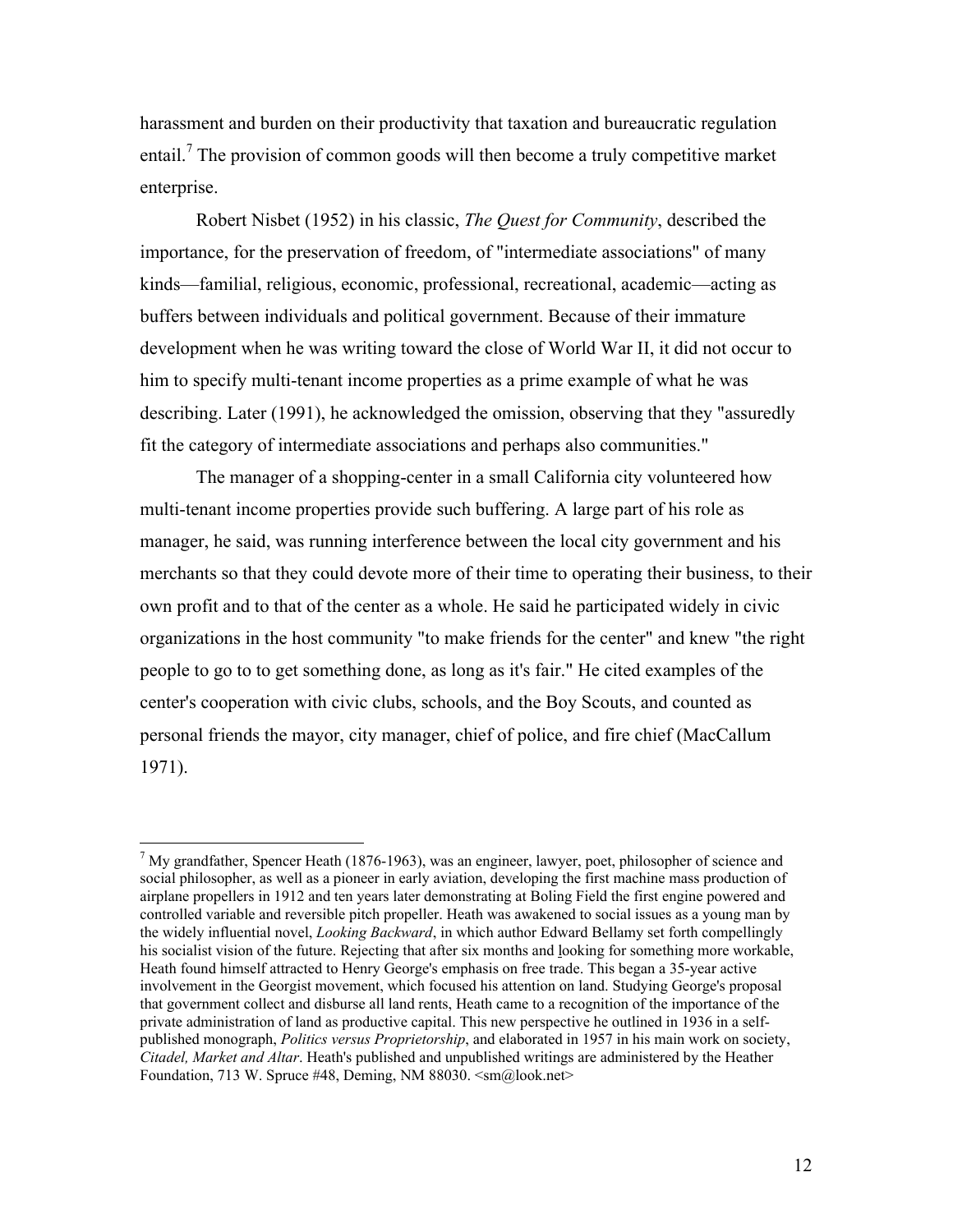harassment and burden on their productivity that taxation and bureaucratic regulation entail.[7] The provision of common goods will then become a truly competitive market enterprise.

Robert Nisbet (1952) in his classic, *The Quest for Community*, described the importance, for the preservation of freedom, of "intermediate associations" of many kinds—familial, religious, economic, professional, recreational, academic—acting as buffers between individuals and political government. Because of their immature development when he was writing toward the close of World War II, it did not occur to him to specify multi-tenant income properties as a prime example of what he was describing. Later (1991), he acknowledged the omission, observing that they "assuredly fit the category of intermediate associations and perhaps also communities."

The manager of a shopping-center in a small California city volunteered how multi-tenant income properties provide such buffering. A large part of his role as manager, he said, was running interference between the local city government and his merchants so that they could devote more of their time to operating their business, to their own profit and to that of the center as a whole. He said he participated widely in civic organizations in the host community "to make friends for the center" and knew "the right people to go to to get something done, as long as it's fair." He cited examples of the center's cooperation with civic clubs, schools, and the Boy Scouts, and counted as personal friends the mayor, city manager, chief of police, and fire chief (MacCallum 1971).

---

[7] My grandfather, Spencer Heath (1876-1963), was an engineer, lawyer, poet, philosopher of science and social philosopher, as well as a pioneer in early aviation, developing the first machine mass production of airplane propellers in 1912 and ten years later demonstrating at Boling Field the first engine powered and controlled variable and reversible pitch propeller. Heath was awakened to social issues as a young man by the widely influential novel, *Looking Backward*, in which author Edward Bellamy set forth compellingly his socialist vision of the future. Rejecting that after six months and looking for something more workable, Heath found himself attracted to Henry George's emphasis on free trade. This began a 35-year active involvement in the Georgist movement, which focused his attention on land. Studying George's proposal that government collect and disburse all land rents, Heath came to a recognition of the importance of the private administration of land as productive capital. This new perspective he outlined in 1936 in a self-published monograph, *Politics versus Proprietorship*, and elaborated in 1957 in his main work on society, *Citadel, Market and Altar*. Heath's published and unpublished writings are administered by the Heather Foundation, 713 W. Spruce #48, Deming, NM 88030. <sm@look.net>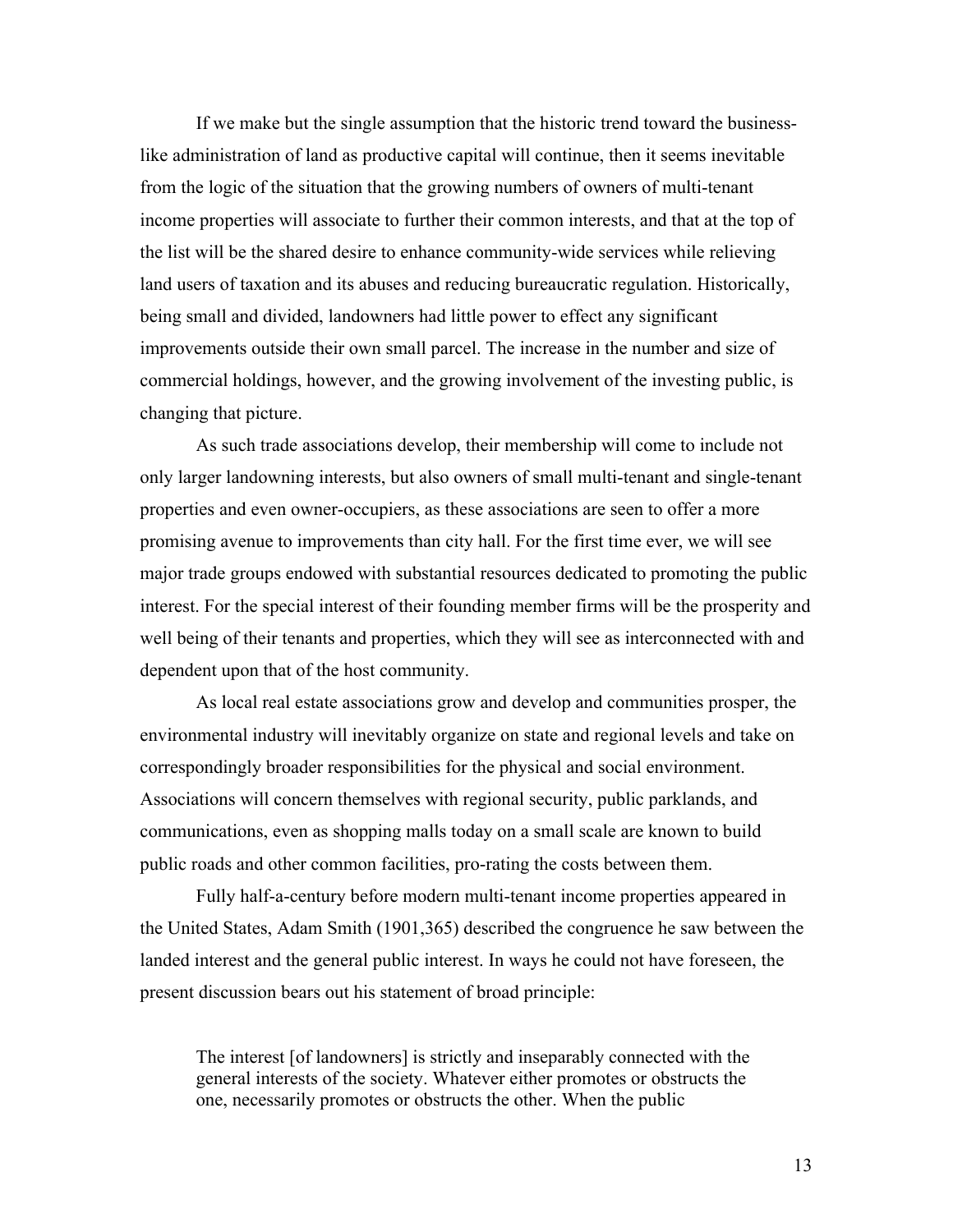If we make but the single assumption that the historic trend toward the business-like administration of land as productive capital will continue, then it seems inevitable from the logic of the situation that the growing numbers of owners of multi-tenant income properties will associate to further their common interests, and that at the top of the list will be the shared desire to enhance community-wide services while relieving land users of taxation and its abuses and reducing bureaucratic regulation. Historically, being small and divided, landowners had little power to effect any significant improvements outside their own small parcel. The increase in the number and size of commercial holdings, however, and the growing involvement of the investing public, is changing that picture.

As such trade associations develop, their membership will come to include not only larger landowning interests, but also owners of small multi-tenant and single-tenant properties and even owner-occupiers, as these associations are seen to offer a more promising avenue to improvements than city hall. For the first time ever, we will see major trade groups endowed with substantial resources dedicated to promoting the public interest. For the special interest of their founding member firms will be the prosperity and well being of their tenants and properties, which they will see as interconnected with and dependent upon that of the host community.

As local real estate associations grow and develop and communities prosper, the environmental industry will inevitably organize on state and regional levels and take on correspondingly broader responsibilities for the physical and social environment. Associations will concern themselves with regional security, public parklands, and communications, even as shopping malls today on a small scale are known to build public roads and other common facilities, pro-rating the costs between them.

Fully half-a-century before modern multi-tenant income properties appeared in the United States, Adam Smith (1901,365) described the congruence he saw between the landed interest and the general public interest. In ways he could not have foreseen, the present discussion bears out his statement of broad principle:

> The interest [of landowners] is strictly and inseparably connected with the general interests of the society. Whatever either promotes or obstructs the one, necessarily promotes or obstructs the other. When the public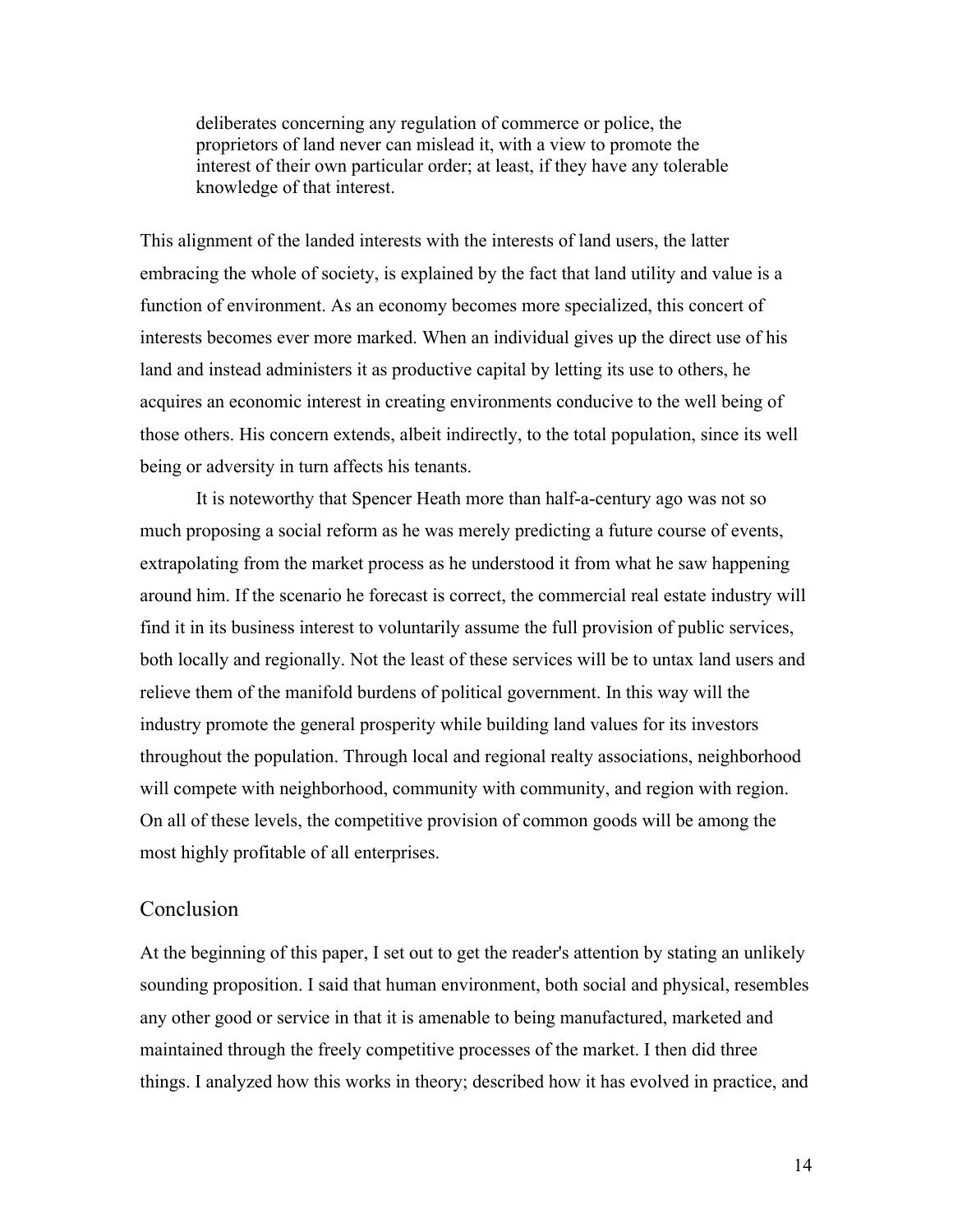> deliberates concerning any regulation of commerce or police, the proprietors of land never can mislead it, with a view to promote the interest of their own particular order; at least, if they have any tolerable knowledge of that interest.

This alignment of the landed interests with the interests of land users, the latter embracing the whole of society, is explained by the fact that land utility and value is a function of environment. As an economy becomes more specialized, this concert of interests becomes ever more marked. When an individual gives up the direct use of his land and instead administers it as productive capital by letting its use to others, he acquires an economic interest in creating environments conducive to the well being of those others. His concern extends, albeit indirectly, to the total population, since its well being or adversity in turn affects his tenants.

It is noteworthy that Spencer Heath more than half-a-century ago was not so much proposing a social reform as he was merely predicting a future course of events, extrapolating from the market process as he understood it from what he saw happening around him. If the scenario he forecast is correct, the commercial real estate industry will find it in its business interest to voluntarily assume the full provision of public services, both locally and regionally. Not the least of these services will be to untax land users and relieve them of the manifold burdens of political government. In this way will the industry promote the general prosperity while building land values for its investors throughout the population. Through local and regional realty associations, neighborhood will compete with neighborhood, community with community, and region with region. On all of these levels, the competitive provision of common goods will be among the most highly profitable of all enterprises.

## Conclusion

At the beginning of this paper, I set out to get the reader's attention by stating an unlikely sounding proposition. I said that human environment, both social and physical, resembles any other good or service in that it is amenable to being manufactured, marketed and maintained through the freely competitive processes of the market. I then did three things. I analyzed how this works in theory; described how it has evolved in practice, and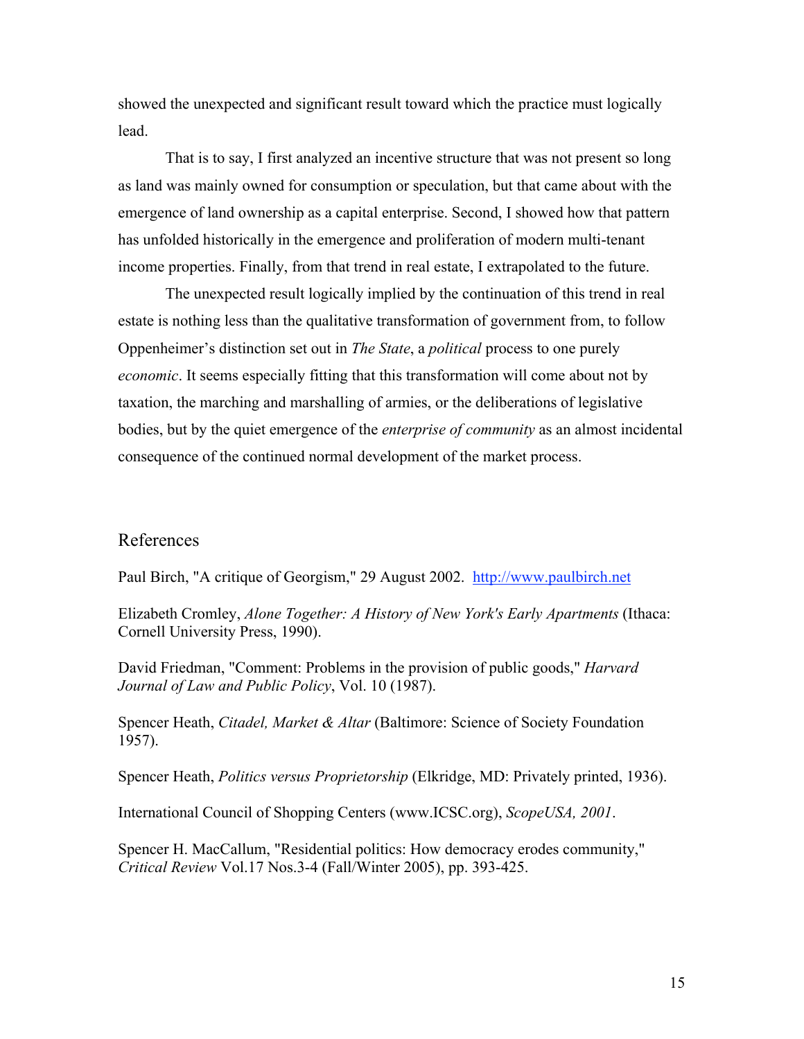showed the unexpected and significant result toward which the practice must logically lead.

That is to say, I first analyzed an incentive structure that was not present so long as land was mainly owned for consumption or speculation, but that came about with the emergence of land ownership as a capital enterprise. Second, I showed how that pattern has unfolded historically in the emergence and proliferation of modern multi-tenant income properties. Finally, from that trend in real estate, I extrapolated to the future.

The unexpected result logically implied by the continuation of this trend in real estate is nothing less than the qualitative transformation of government from, to follow Oppenheimer's distinction set out in *The State*, a *political* process to one purely *economic*. It seems especially fitting that this transformation will come about not by taxation, the marching and marshalling of armies, or the deliberations of legislative bodies, but by the quiet emergence of the *enterprise of community* as an almost incidental consequence of the continued normal development of the market process.

## References

Paul Birch, "A critique of Georgism," 29 August 2002. http://www.paulbirch.net

Elizabeth Cromley, *Alone Together: A History of New York's Early Apartments* (Ithaca: Cornell University Press, 1990).

David Friedman, "Comment: Problems in the provision of public goods," *Harvard Journal of Law and Public Policy*, Vol. 10 (1987).

Spencer Heath, *Citadel, Market & Altar* (Baltimore: Science of Society Foundation 1957).

Spencer Heath, *Politics versus Proprietorship* (Elkridge, MD: Privately printed, 1936).

International Council of Shopping Centers (www.ICSC.org), *ScopeUSA, 2001*.

Spencer H. MacCallum, "Residential politics: How democracy erodes community," *Critical Review* Vol.17 Nos.3-4 (Fall/Winter 2005), pp. 393-425.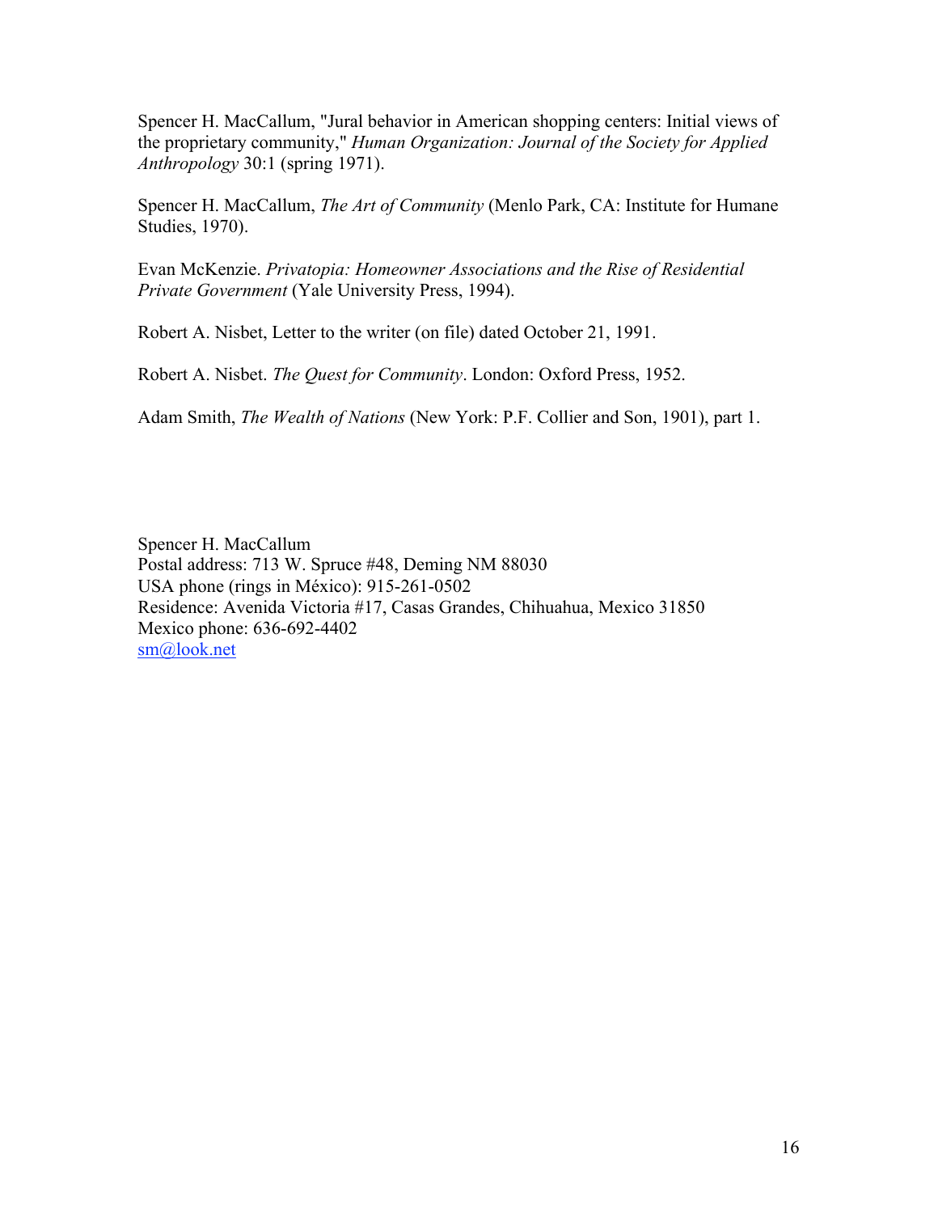Spencer H. MacCallum, "Jural behavior in American shopping centers: Initial views of the proprietary community," *Human Organization: Journal of the Society for Applied Anthropology* 30:1 (spring 1971).

Spencer H. MacCallum, *The Art of Community* (Menlo Park, CA: Institute for Humane Studies, 1970).

Evan McKenzie. *Privatopia: Homeowner Associations and the Rise of Residential Private Government* (Yale University Press, 1994).

Robert A. Nisbet, Letter to the writer (on file) dated October 21, 1991.

Robert A. Nisbet. *The Quest for Community*. London: Oxford Press, 1952.

Adam Smith, *The Wealth of Nations* (New York: P.F. Collier and Son, 1901), part 1.

Spencer H. MacCallum
Postal address: 713 W. Spruce #48, Deming NM 88030
USA phone (rings in México): 915-261-0502
Residence: Avenida Victoria #17, Casas Grandes, Chihuahua, Mexico 31850
Mexico phone: 636-692-4402
sm@look.net